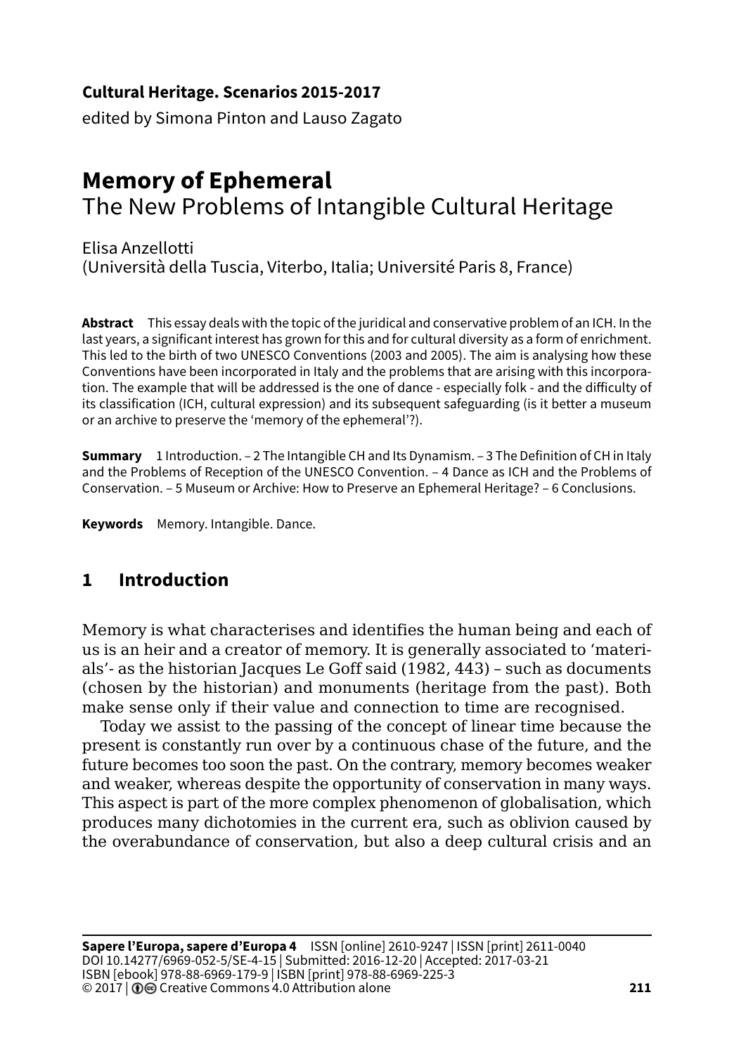**Cultural Heritage. Scenarios 2015-2017**

edited by Simona Pinton and Lauso Zagato

# Memory of Ephemeral
## The New Problems of Intangible Cultural Heritage

Elisa Anzellotti
(Università della Tuscia, Viterbo, Italia; Université Paris 8, France)

**Abstract** This essay deals with the topic of the juridical and conservative problem of an ICH. In the last years, a significant interest has grown for this and for cultural diversity as a form of enrichment. This led to the birth of two UNESCO Conventions (2003 and 2005). The aim is analysing how these Conventions have been incorporated in Italy and the problems that are arising with this incorporation. The example that will be addressed is the one of dance - especially folk - and the difficulty of its classification (ICH, cultural expression) and its subsequent safeguarding (is it better a museum or an archive to preserve the 'memory of the ephemeral'?).

**Summary** 1 Introduction. – 2 The Intangible CH and Its Dynamism. – 3 The Definition of CH in Italy and the Problems of Reception of the UNESCO Convention. – 4 Dance as ICH and the Problems of Conservation. – 5 Museum or Archive: How to Preserve an Ephemeral Heritage? – 6 Conclusions.

**Keywords** Memory. Intangible. Dance.

## 1 Introduction

Memory is what characterises and identifies the human being and each of us is an heir and a creator of memory. It is generally associated to 'materials'- as the historian Jacques Le Goff said (1982, 443) – such as documents (chosen by the historian) and monuments (heritage from the past). Both make sense only if their value and connection to time are recognised.

Today we assist to the passing of the concept of linear time because the present is constantly run over by a continuous chase of the future, and the future becomes too soon the past. On the contrary, memory becomes weaker and weaker, whereas despite the opportunity of conservation in many ways. This aspect is part of the more complex phenomenon of globalisation, which produces many dichotomies in the current era, such as oblivion caused by the overabundance of conservation, but also a deep cultural crisis and an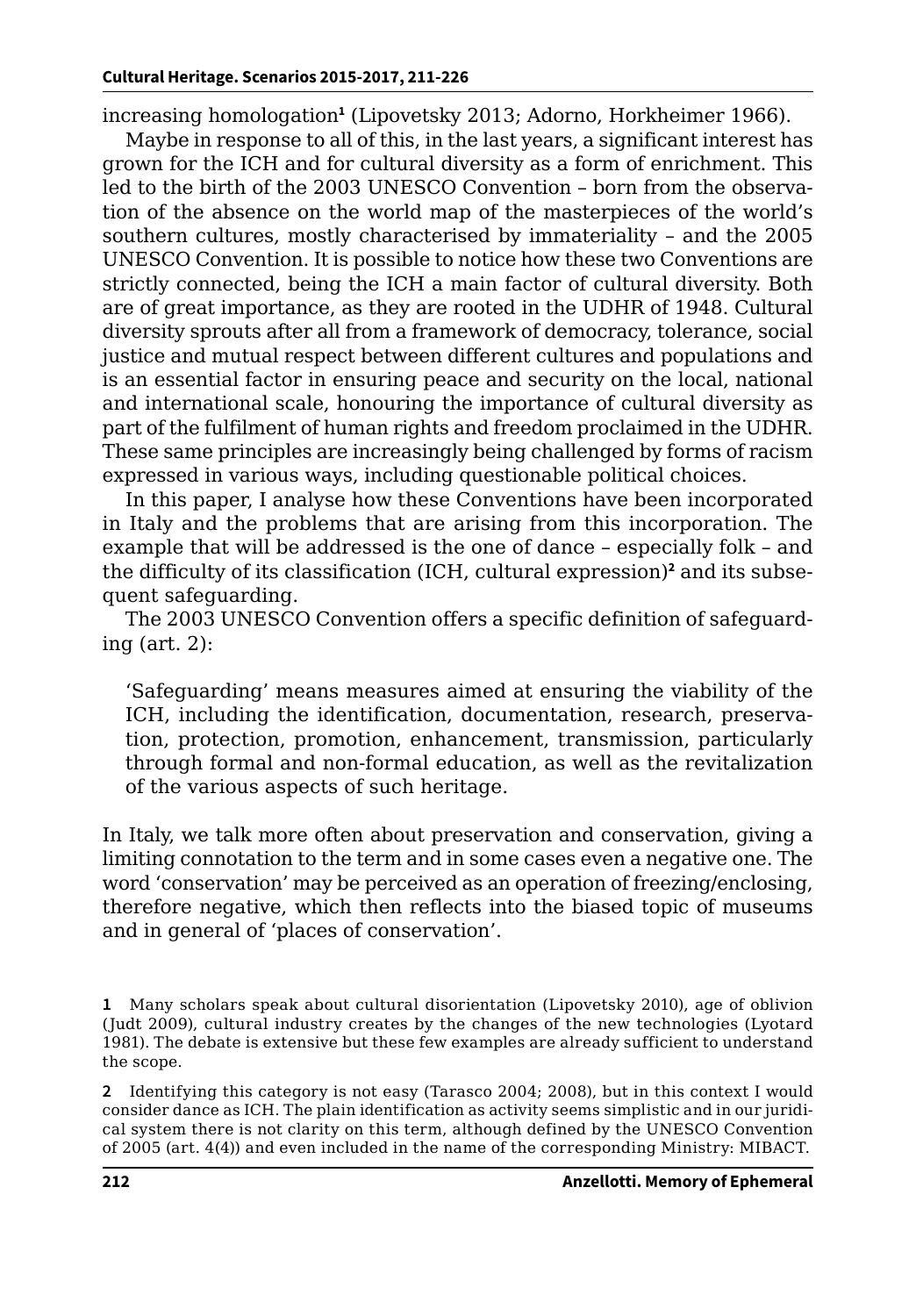increasing homologation[1] (Lipovetsky 2013; Adorno, Horkheimer 1966).

Maybe in response to all of this, in the last years, a significant interest has grown for the ICH and for cultural diversity as a form of enrichment. This led to the birth of the 2003 UNESCO Convention – born from the observation of the absence on the world map of the masterpieces of the world's southern cultures, mostly characterised by immateriality – and the 2005 UNESCO Convention. It is possible to notice how these two Conventions are strictly connected, being the ICH a main factor of cultural diversity. Both are of great importance, as they are rooted in the UDHR of 1948. Cultural diversity sprouts after all from a framework of democracy, tolerance, social justice and mutual respect between different cultures and populations and is an essential factor in ensuring peace and security on the local, national and international scale, honouring the importance of cultural diversity as part of the fulfilment of human rights and freedom proclaimed in the UDHR. These same principles are increasingly being challenged by forms of racism expressed in various ways, including questionable political choices.

In this paper, I analyse how these Conventions have been incorporated in Italy and the problems that are arising from this incorporation. The example that will be addressed is the one of dance – especially folk – and the difficulty of its classification (ICH, cultural expression)[2] and its subsequent safeguarding.

The 2003 UNESCO Convention offers a specific definition of safeguarding (art. 2):

> 'Safeguarding' means measures aimed at ensuring the viability of the ICH, including the identification, documentation, research, preservation, protection, promotion, enhancement, transmission, particularly through formal and non-formal education, as well as the revitalization of the various aspects of such heritage.

In Italy, we talk more often about preservation and conservation, giving a limiting connotation to the term and in some cases even a negative one. The word 'conservation' may be perceived as an operation of freezing/enclosing, therefore negative, which then reflects into the biased topic of museums and in general of 'places of conservation'.

---

**1** Many scholars speak about cultural disorientation (Lipovetsky 2010), age of oblivion (Judt 2009), cultural industry creates by the changes of the new technologies (Lyotard 1981). The debate is extensive but these few examples are already sufficient to understand the scope.

**2** Identifying this category is not easy (Tarasco 2004; 2008), but in this context I would consider dance as ICH. The plain identification as activity seems simplistic and in our juridical system there is not clarity on this term, although defined by the UNESCO Convention of 2005 (art. 4(4)) and even included in the name of the corresponding Ministry: MIBACT.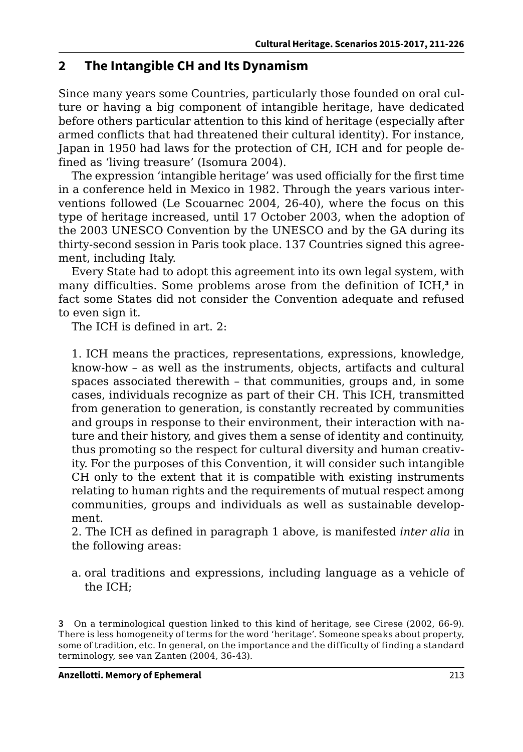## 2 The Intangible CH and Its Dynamism

Since many years some Countries, particularly those founded on oral culture or having a big component of intangible heritage, have dedicated before others particular attention to this kind of heritage (especially after armed conflicts that had threatened their cultural identity). For instance, Japan in 1950 had laws for the protection of CH, ICH and for people defined as 'living treasure' (Isomura 2004).

The expression 'intangible heritage' was used officially for the first time in a conference held in Mexico in 1982. Through the years various interventions followed (Le Scouarnec 2004, 26-40), where the focus on this type of heritage increased, until 17 October 2003, when the adoption of the 2003 UNESCO Convention by the UNESCO and by the GA during its thirty-second session in Paris took place. 137 Countries signed this agreement, including Italy.

Every State had to adopt this agreement into its own legal system, with many difficulties. Some problems arose from the definition of ICH,[3] in fact some States did not consider the Convention adequate and refused to even sign it.

The ICH is defined in art. 2:

1. ICH means the practices, representations, expressions, knowledge, know-how – as well as the instruments, objects, artifacts and cultural spaces associated therewith – that communities, groups and, in some cases, individuals recognize as part of their CH. This ICH, transmitted from generation to generation, is constantly recreated by communities and groups in response to their environment, their interaction with nature and their history, and gives them a sense of identity and continuity, thus promoting so the respect for cultural diversity and human creativity. For the purposes of this Convention, it will consider such intangible CH only to the extent that it is compatible with existing instruments relating to human rights and the requirements of mutual respect among communities, groups and individuals as well as sustainable development.

2. The ICH as defined in paragraph 1 above, is manifested *inter alia* in the following areas:

a. oral traditions and expressions, including language as a vehicle of the ICH;

---

3 On a terminological question linked to this kind of heritage, see Cirese (2002, 66-9). There is less homogeneity of terms for the word 'heritage'. Someone speaks about property, some of tradition, etc. In general, on the importance and the difficulty of finding a standard terminology, see van Zanten (2004, 36-43).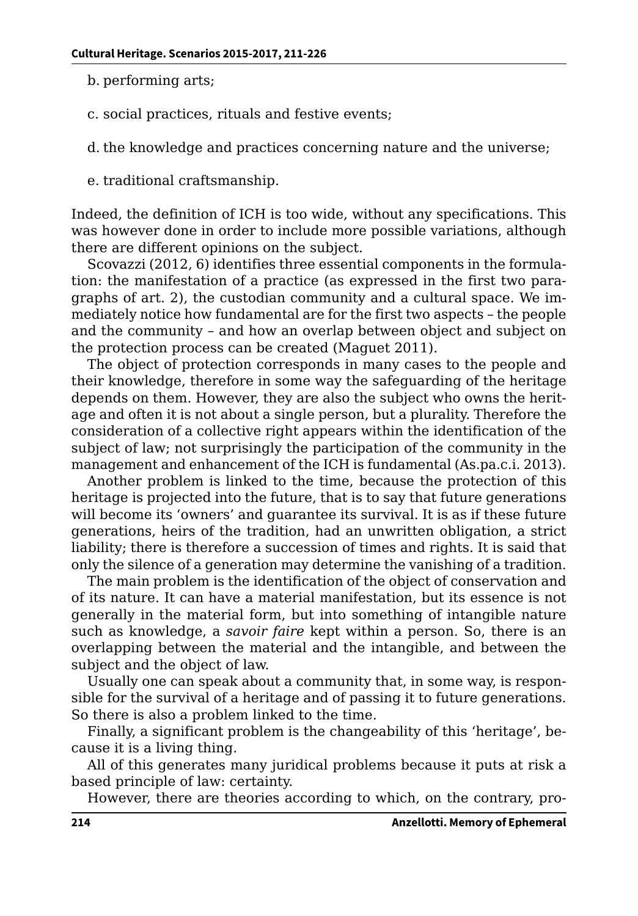b. performing arts;

c. social practices, rituals and festive events;

d. the knowledge and practices concerning nature and the universe;

e. traditional craftsmanship.

Indeed, the definition of ICH is too wide, without any specifications. This was however done in order to include more possible variations, although there are different opinions on the subject.

Scovazzi (2012, 6) identifies three essential components in the formulation: the manifestation of a practice (as expressed in the first two paragraphs of art. 2), the custodian community and a cultural space. We immediately notice how fundamental are for the first two aspects – the people and the community – and how an overlap between object and subject on the protection process can be created (Maguet 2011).

The object of protection corresponds in many cases to the people and their knowledge, therefore in some way the safeguarding of the heritage depends on them. However, they are also the subject who owns the heritage and often it is not about a single person, but a plurality. Therefore the consideration of a collective right appears within the identification of the subject of law; not surprisingly the participation of the community in the management and enhancement of the ICH is fundamental (As.pa.c.i. 2013).

Another problem is linked to the time, because the protection of this heritage is projected into the future, that is to say that future generations will become its 'owners' and guarantee its survival. It is as if these future generations, heirs of the tradition, had an unwritten obligation, a strict liability; there is therefore a succession of times and rights. It is said that only the silence of a generation may determine the vanishing of a tradition.

The main problem is the identification of the object of conservation and of its nature. It can have a material manifestation, but its essence is not generally in the material form, but into something of intangible nature such as knowledge, a *savoir faire* kept within a person. So, there is an overlapping between the material and the intangible, and between the subject and the object of law.

Usually one can speak about a community that, in some way, is responsible for the survival of a heritage and of passing it to future generations. So there is also a problem linked to the time.

Finally, a significant problem is the changeability of this 'heritage', because it is a living thing.

All of this generates many juridical problems because it puts at risk a based principle of law: certainty.

However, there are theories according to which, on the contrary, pro-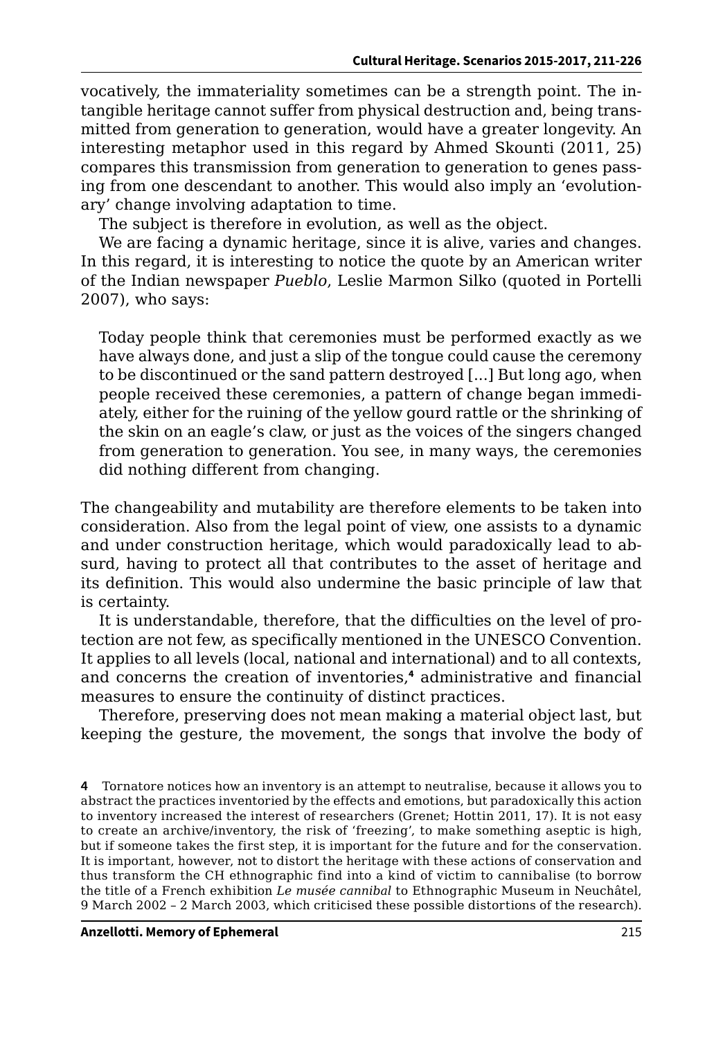vocatively, the immateriality sometimes can be a strength point. The intangible heritage cannot suffer from physical destruction and, being transmitted from generation to generation, would have a greater longevity. An interesting metaphor used in this regard by Ahmed Skounti (2011, 25) compares this transmission from generation to generation to genes passing from one descendant to another. This would also imply an 'evolutionary' change involving adaptation to time.

The subject is therefore in evolution, as well as the object.

We are facing a dynamic heritage, since it is alive, varies and changes. In this regard, it is interesting to notice the quote by an American writer of the Indian newspaper *Pueblo*, Leslie Marmon Silko (quoted in Portelli 2007), who says:

> Today people think that ceremonies must be performed exactly as we have always done, and just a slip of the tongue could cause the ceremony to be discontinued or the sand pattern destroyed [...] But long ago, when people received these ceremonies, a pattern of change began immediately, either for the ruining of the yellow gourd rattle or the shrinking of the skin on an eagle's claw, or just as the voices of the singers changed from generation to generation. You see, in many ways, the ceremonies did nothing different from changing.

The changeability and mutability are therefore elements to be taken into consideration. Also from the legal point of view, one assists to a dynamic and under construction heritage, which would paradoxically lead to absurd, having to protect all that contributes to the asset of heritage and its definition. This would also undermine the basic principle of law that is certainty.

It is understandable, therefore, that the difficulties on the level of protection are not few, as specifically mentioned in the UNESCO Convention. It applies to all levels (local, national and international) and to all contexts, and concerns the creation of inventories,[4] administrative and financial measures to ensure the continuity of distinct practices.

Therefore, preserving does not mean making a material object last, but keeping the gesture, the movement, the songs that involve the body of

**4** Tornatore notices how an inventory is an attempt to neutralise, because it allows you to abstract the practices inventoried by the effects and emotions, but paradoxically this action to inventory increased the interest of researchers (Grenet; Hottin 2011, 17). It is not easy to create an archive/inventory, the risk of 'freezing', to make something aseptic is high, but if someone takes the first step, it is important for the future and for the conservation. It is important, however, not to distort the heritage with these actions of conservation and thus transform the CH ethnographic find into a kind of victim to cannibalise (to borrow the title of a French exhibition *Le musée cannibal* to Ethnographic Museum in Neuchâtel, 9 March 2002 – 2 March 2003, which criticised these possible distortions of the research).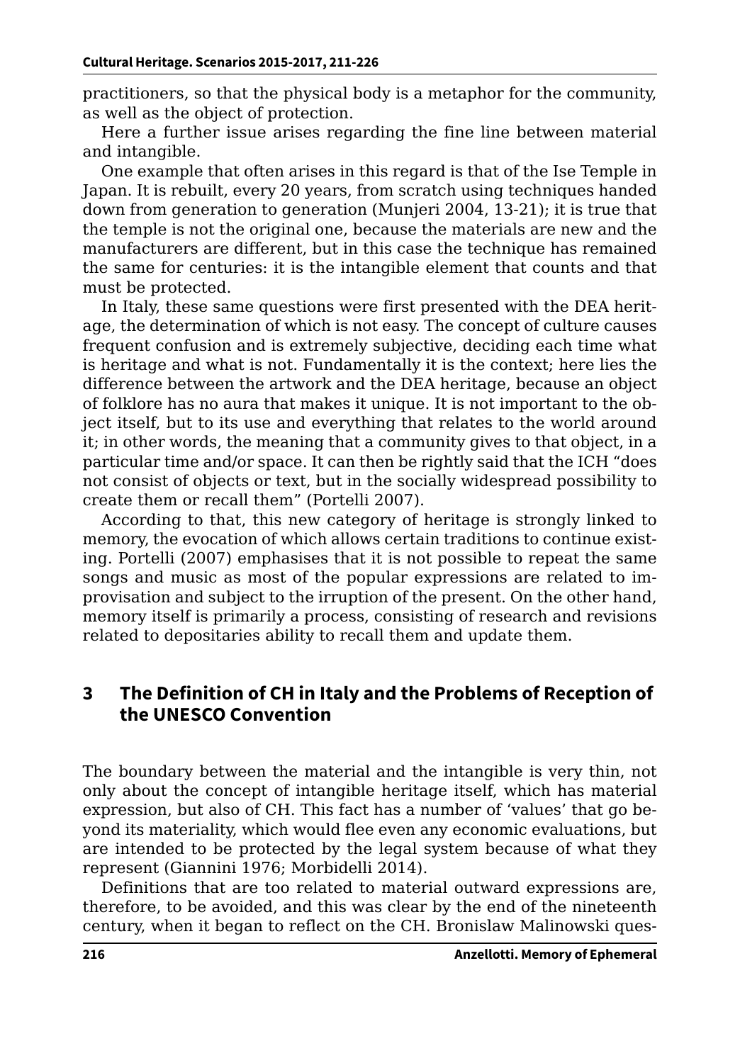practitioners, so that the physical body is a metaphor for the community, as well as the object of protection.

Here a further issue arises regarding the fine line between material and intangible.

One example that often arises in this regard is that of the Ise Temple in Japan. It is rebuilt, every 20 years, from scratch using techniques handed down from generation to generation (Munjeri 2004, 13-21); it is true that the temple is not the original one, because the materials are new and the manufacturers are different, but in this case the technique has remained the same for centuries: it is the intangible element that counts and that must be protected.

In Italy, these same questions were first presented with the DEA heritage, the determination of which is not easy. The concept of culture causes frequent confusion and is extremely subjective, deciding each time what is heritage and what is not. Fundamentally it is the context; here lies the difference between the artwork and the DEA heritage, because an object of folklore has no aura that makes it unique. It is not important to the object itself, but to its use and everything that relates to the world around it; in other words, the meaning that a community gives to that object, in a particular time and/or space. It can then be rightly said that the ICH "does not consist of objects or text, but in the socially widespread possibility to create them or recall them" (Portelli 2007).

According to that, this new category of heritage is strongly linked to memory, the evocation of which allows certain traditions to continue existing. Portelli (2007) emphasises that it is not possible to repeat the same songs and music as most of the popular expressions are related to improvisation and subject to the irruption of the present. On the other hand, memory itself is primarily a process, consisting of research and revisions related to depositaries ability to recall them and update them.

## 3 The Definition of CH in Italy and the Problems of Reception of the UNESCO Convention

The boundary between the material and the intangible is very thin, not only about the concept of intangible heritage itself, which has material expression, but also of CH. This fact has a number of 'values' that go beyond its materiality, which would flee even any economic evaluations, but are intended to be protected by the legal system because of what they represent (Giannini 1976; Morbidelli 2014).

Definitions that are too related to material outward expressions are, therefore, to be avoided, and this was clear by the end of the nineteenth century, when it began to reflect on the CH. Bronislaw Malinowski ques-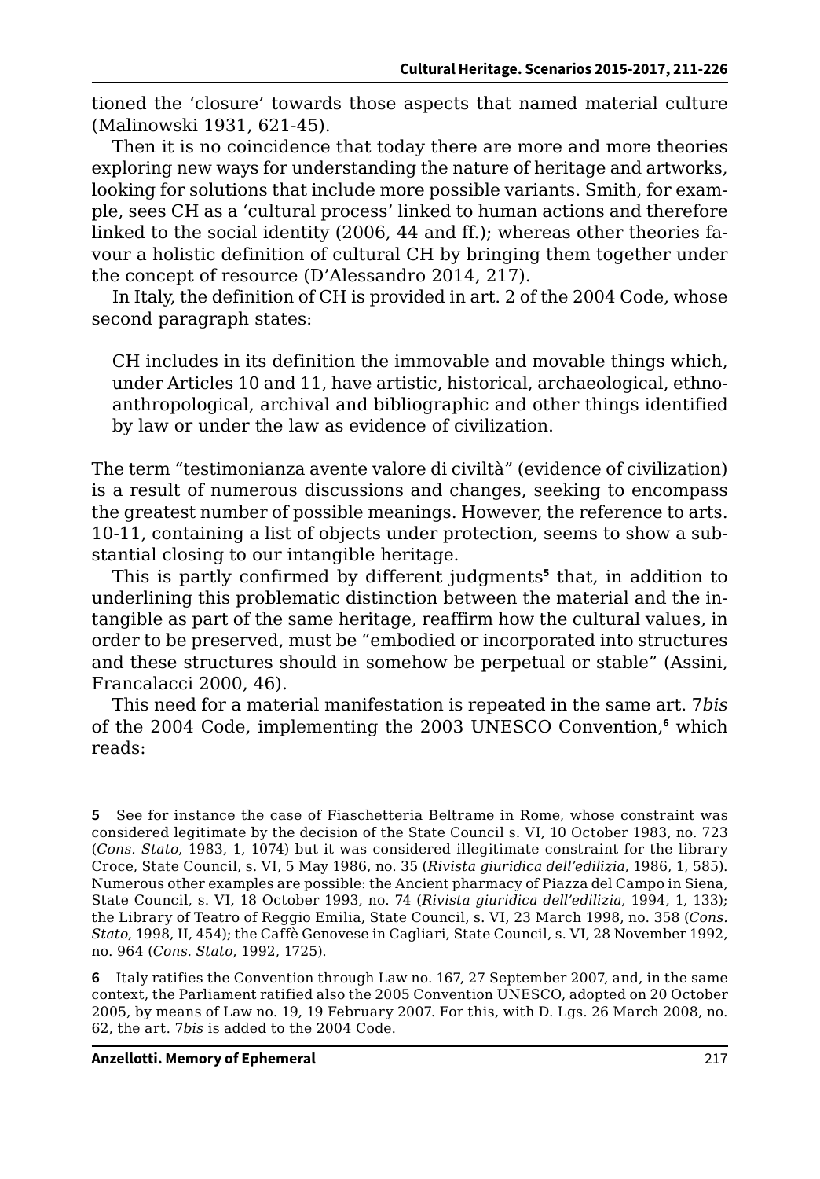tioned the 'closure' towards those aspects that named material culture (Malinowski 1931, 621-45).

Then it is no coincidence that today there are more and more theories exploring new ways for understanding the nature of heritage and artworks, looking for solutions that include more possible variants. Smith, for example, sees CH as a 'cultural process' linked to human actions and therefore linked to the social identity (2006, 44 and ff.); whereas other theories favour a holistic definition of cultural CH by bringing them together under the concept of resource (D'Alessandro 2014, 217).

In Italy, the definition of CH is provided in art. 2 of the 2004 Code, whose second paragraph states:

> CH includes in its definition the immovable and movable things which, under Articles 10 and 11, have artistic, historical, archaeological, ethno-anthropological, archival and bibliographic and other things identified by law or under the law as evidence of civilization.

The term "testimonianza avente valore di civiltà" (evidence of civilization) is a result of numerous discussions and changes, seeking to encompass the greatest number of possible meanings. However, the reference to arts. 10-11, containing a list of objects under protection, seems to show a substantial closing to our intangible heritage.

This is partly confirmed by different judgments[5] that, in addition to underlining this problematic distinction between the material and the intangible as part of the same heritage, reaffirm how the cultural values, in order to be preserved, must be "embodied or incorporated into structures and these structures should in somehow be perpetual or stable" (Assini, Francalacci 2000, 46).

This need for a material manifestation is repeated in the same art. 7*bis* of the 2004 Code, implementing the 2003 UNESCO Convention,[6] which reads:

---

**5** See for instance the case of Fiaschetteria Beltrame in Rome, whose constraint was considered legitimate by the decision of the State Council s. VI, 10 October 1983, no. 723 (*Cons. Stato*, 1983, 1, 1074) but it was considered illegitimate constraint for the library Croce, State Council, s. VI, 5 May 1986, no. 35 (*Rivista giuridica dell'edilizia*, 1986, 1, 585). Numerous other examples are possible: the Ancient pharmacy of Piazza del Campo in Siena, State Council, s. VI, 18 October 1993, no. 74 (*Rivista giuridica dell'edilizia*, 1994, 1, 133); the Library of Teatro of Reggio Emilia, State Council, s. VI, 23 March 1998, no. 358 (*Cons. Stato*, 1998, II, 454); the Caffè Genovese in Cagliari, State Council, s. VI, 28 November 1992, no. 964 (*Cons. Stato*, 1992, 1725).

**6** Italy ratifies the Convention through Law no. 167, 27 September 2007, and, in the same context, the Parliament ratified also the 2005 Convention UNESCO, adopted on 20 October 2005, by means of Law no. 19, 19 February 2007. For this, with D. Lgs. 26 March 2008, no. 62, the art. 7*bis* is added to the 2004 Code.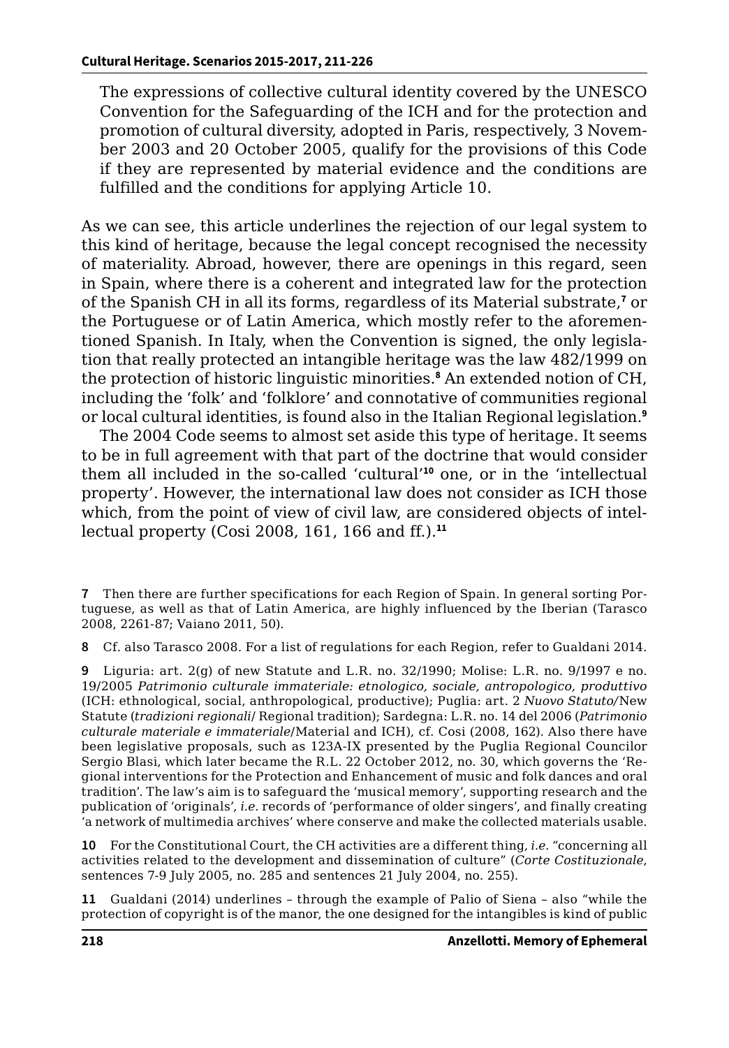> The expressions of collective cultural identity covered by the UNESCO Convention for the Safeguarding of the ICH and for the protection and promotion of cultural diversity, adopted in Paris, respectively, 3 November 2003 and 20 October 2005, qualify for the provisions of this Code if they are represented by material evidence and the conditions are fulfilled and the conditions for applying Article 10.

As we can see, this article underlines the rejection of our legal system to this kind of heritage, because the legal concept recognised the necessity of materiality. Abroad, however, there are openings in this regard, seen in Spain, where there is a coherent and integrated law for the protection of the Spanish CH in all its forms, regardless of its Material substrate,[7] or the Portuguese or of Latin America, which mostly refer to the aforementioned Spanish. In Italy, when the Convention is signed, the only legislation that really protected an intangible heritage was the law 482/1999 on the protection of historic linguistic minorities.[8] An extended notion of CH, including the 'folk' and 'folklore' and connotative of communities regional or local cultural identities, is found also in the Italian Regional legislation.[9]

The 2004 Code seems to almost set aside this type of heritage. It seems to be in full agreement with that part of the doctrine that would consider them all included in the so-called 'cultural'[10] one, or in the 'intellectual property'. However, the international law does not consider as ICH those which, from the point of view of civil law, are considered objects of intellectual property (Cosi 2008, 161, 166 and ff.).[11]

---

**7** Then there are further specifications for each Region of Spain. In general sorting Portuguese, as well as that of Latin America, are highly influenced by the Iberian (Tarasco 2008, 2261-87; Vaiano 2011, 50).

**8** Cf. also Tarasco 2008. For a list of regulations for each Region, refer to Gualdani 2014.

**9** Liguria: art. 2(g) of new Statute and L.R. no. 32/1990; Molise: L.R. no. 9/1997 e no. 19/2005 *Patrimonio culturale immateriale: etnologico, sociale, antropologico, produttivo* (ICH: ethnological, social, anthropological, productive); Puglia: art. 2 *Nuovo Statuto*/New Statute (*tradizioni regionali*/ Regional tradition); Sardegna: L.R. no. 14 del 2006 (*Patrimonio culturale materiale e immateriale*/Material and ICH), cf. Cosi (2008, 162). Also there have been legislative proposals, such as 123A-IX presented by the Puglia Regional Councilor Sergio Blasi, which later became the R.L. 22 October 2012, no. 30, which governs the 'Regional interventions for the Protection and Enhancement of music and folk dances and oral tradition'. The law's aim is to safeguard the 'musical memory', supporting research and the publication of 'originals', *i.e.* records of 'performance of older singers', and finally creating 'a network of multimedia archives' where conserve and make the collected materials usable.

**10** For the Constitutional Court, the CH activities are a different thing, *i.e.* "concerning all activities related to the development and dissemination of culture" (*Corte Costituzionale*, sentences 7-9 July 2005, no. 285 and sentences 21 July 2004, no. 255).

**11** Gualdani (2014) underlines – through the example of Palio of Siena – also "while the protection of copyright is of the manor, the one designed for the intangibles is kind of public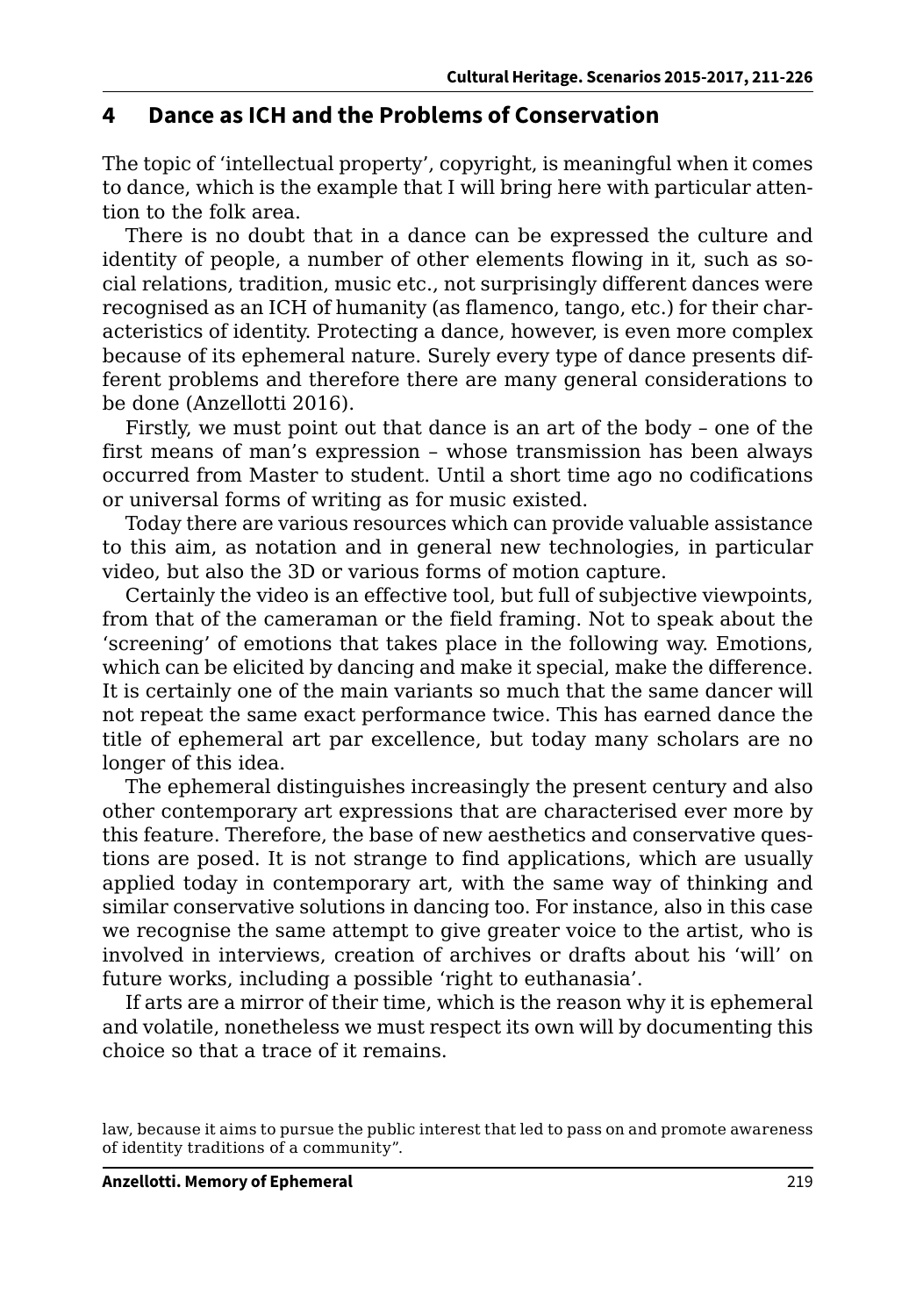## 4 Dance as ICH and the Problems of Conservation

The topic of 'intellectual property', copyright, is meaningful when it comes to dance, which is the example that I will bring here with particular attention to the folk area.

There is no doubt that in a dance can be expressed the culture and identity of people, a number of other elements flowing in it, such as social relations, tradition, music etc., not surprisingly different dances were recognised as an ICH of humanity (as flamenco, tango, etc.) for their characteristics of identity. Protecting a dance, however, is even more complex because of its ephemeral nature. Surely every type of dance presents different problems and therefore there are many general considerations to be done (Anzellotti 2016).

Firstly, we must point out that dance is an art of the body – one of the first means of man's expression – whose transmission has been always occurred from Master to student. Until a short time ago no codifications or universal forms of writing as for music existed.

Today there are various resources which can provide valuable assistance to this aim, as notation and in general new technologies, in particular video, but also the 3D or various forms of motion capture.

Certainly the video is an effective tool, but full of subjective viewpoints, from that of the cameraman or the field framing. Not to speak about the 'screening' of emotions that takes place in the following way. Emotions, which can be elicited by dancing and make it special, make the difference. It is certainly one of the main variants so much that the same dancer will not repeat the same exact performance twice. This has earned dance the title of ephemeral art par excellence, but today many scholars are no longer of this idea.

The ephemeral distinguishes increasingly the present century and also other contemporary art expressions that are characterised ever more by this feature. Therefore, the base of new aesthetics and conservative questions are posed. It is not strange to find applications, which are usually applied today in contemporary art, with the same way of thinking and similar conservative solutions in dancing too. For instance, also in this case we recognise the same attempt to give greater voice to the artist, who is involved in interviews, creation of archives or drafts about his 'will' on future works, including a possible 'right to euthanasia'.

If arts are a mirror of their time, which is the reason why it is ephemeral and volatile, nonetheless we must respect its own will by documenting this choice so that a trace of it remains.

law, because it aims to pursue the public interest that led to pass on and promote awareness of identity traditions of a community".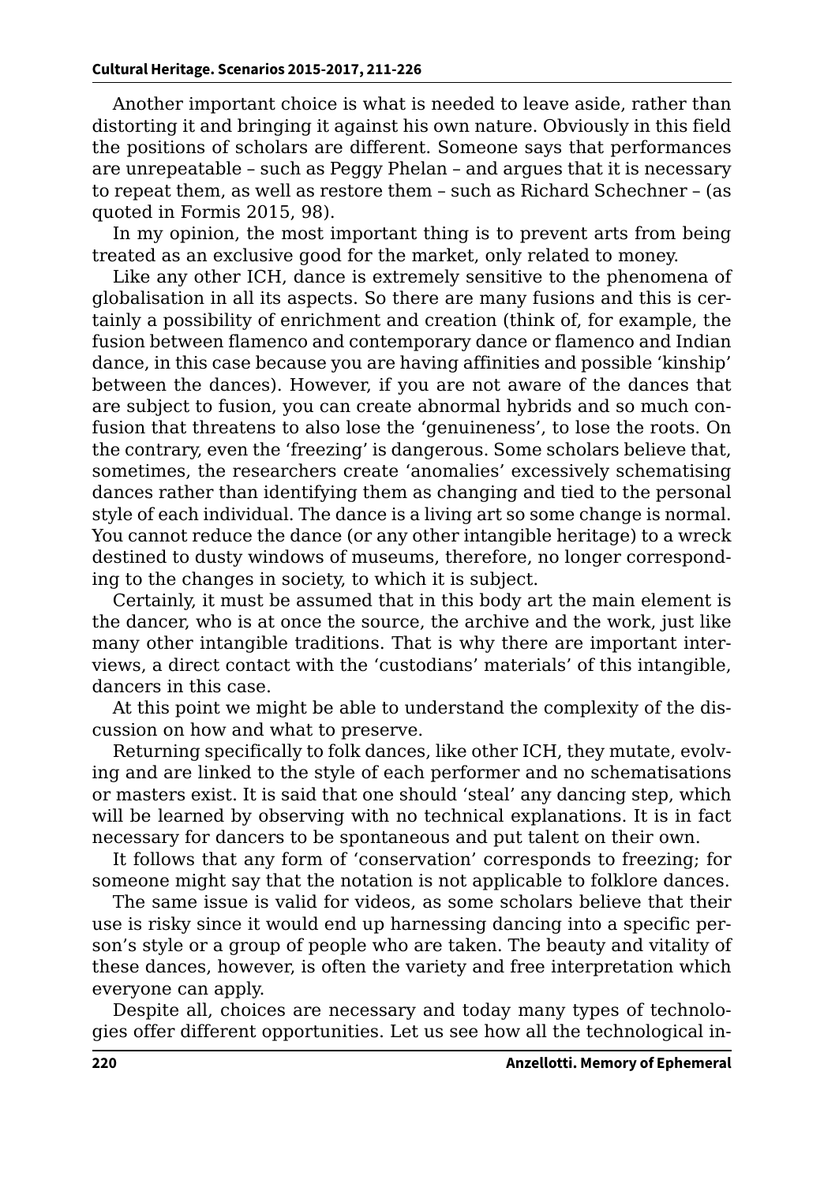Another important choice is what is needed to leave aside, rather than distorting it and bringing it against his own nature. Obviously in this field the positions of scholars are different. Someone says that performances are unrepeatable – such as Peggy Phelan – and argues that it is necessary to repeat them, as well as restore them – such as Richard Schechner – (as quoted in Formis 2015, 98).

In my opinion, the most important thing is to prevent arts from being treated as an exclusive good for the market, only related to money.

Like any other ICH, dance is extremely sensitive to the phenomena of globalisation in all its aspects. So there are many fusions and this is certainly a possibility of enrichment and creation (think of, for example, the fusion between flamenco and contemporary dance or flamenco and Indian dance, in this case because you are having affinities and possible 'kinship' between the dances). However, if you are not aware of the dances that are subject to fusion, you can create abnormal hybrids and so much confusion that threatens to also lose the 'genuineness', to lose the roots. On the contrary, even the 'freezing' is dangerous. Some scholars believe that, sometimes, the researchers create 'anomalies' excessively schematising dances rather than identifying them as changing and tied to the personal style of each individual. The dance is a living art so some change is normal. You cannot reduce the dance (or any other intangible heritage) to a wreck destined to dusty windows of museums, therefore, no longer corresponding to the changes in society, to which it is subject.

Certainly, it must be assumed that in this body art the main element is the dancer, who is at once the source, the archive and the work, just like many other intangible traditions. That is why there are important interviews, a direct contact with the 'custodians' materials' of this intangible, dancers in this case.

At this point we might be able to understand the complexity of the discussion on how and what to preserve.

Returning specifically to folk dances, like other ICH, they mutate, evolving and are linked to the style of each performer and no schematisations or masters exist. It is said that one should 'steal' any dancing step, which will be learned by observing with no technical explanations. It is in fact necessary for dancers to be spontaneous and put talent on their own.

It follows that any form of 'conservation' corresponds to freezing; for someone might say that the notation is not applicable to folklore dances.

The same issue is valid for videos, as some scholars believe that their use is risky since it would end up harnessing dancing into a specific person's style or a group of people who are taken. The beauty and vitality of these dances, however, is often the variety and free interpretation which everyone can apply.

Despite all, choices are necessary and today many types of technologies offer different opportunities. Let us see how all the technological in-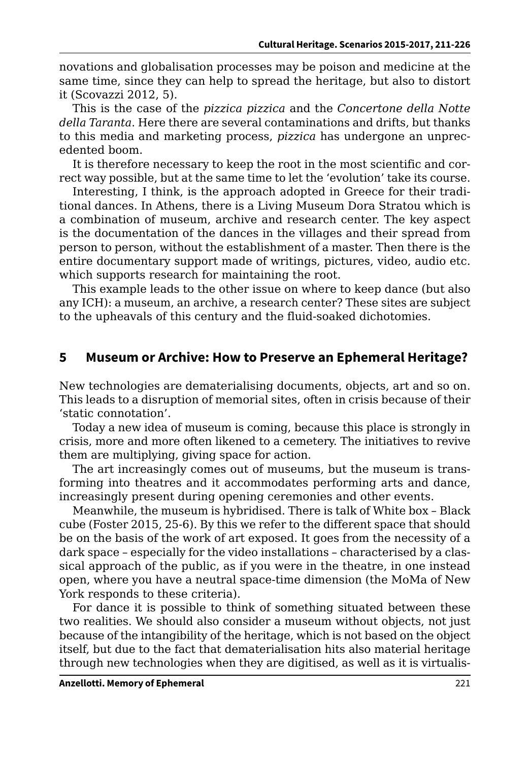novations and globalisation processes may be poison and medicine at the same time, since they can help to spread the heritage, but also to distort it (Scovazzi 2012, 5).

This is the case of the *pizzica pizzica* and the *Concertone della Notte della Taranta*. Here there are several contaminations and drifts, but thanks to this media and marketing process, *pizzica* has undergone an unprecedented boom.

It is therefore necessary to keep the root in the most scientific and correct way possible, but at the same time to let the 'evolution' take its course.

Interesting, I think, is the approach adopted in Greece for their traditional dances. In Athens, there is a Living Museum Dora Stratou which is a combination of museum, archive and research center. The key aspect is the documentation of the dances in the villages and their spread from person to person, without the establishment of a master. Then there is the entire documentary support made of writings, pictures, video, audio etc. which supports research for maintaining the root.

This example leads to the other issue on where to keep dance (but also any ICH): a museum, an archive, a research center? These sites are subject to the upheavals of this century and the fluid-soaked dichotomies.

## 5 Museum or Archive: How to Preserve an Ephemeral Heritage?

New technologies are dematerialising documents, objects, art and so on. This leads to a disruption of memorial sites, often in crisis because of their 'static connotation'.

Today a new idea of museum is coming, because this place is strongly in crisis, more and more often likened to a cemetery. The initiatives to revive them are multiplying, giving space for action.

The art increasingly comes out of museums, but the museum is transforming into theatres and it accommodates performing arts and dance, increasingly present during opening ceremonies and other events.

Meanwhile, the museum is hybridised. There is talk of White box – Black cube (Foster 2015, 25-6). By this we refer to the different space that should be on the basis of the work of art exposed. It goes from the necessity of a dark space – especially for the video installations – characterised by a classical approach of the public, as if you were in the theatre, in one instead open, where you have a neutral space-time dimension (the MoMa of New York responds to these criteria).

For dance it is possible to think of something situated between these two realities. We should also consider a museum without objects, not just because of the intangibility of the heritage, which is not based on the object itself, but due to the fact that dematerialisation hits also material heritage through new technologies when they are digitised, as well as it is virtualis-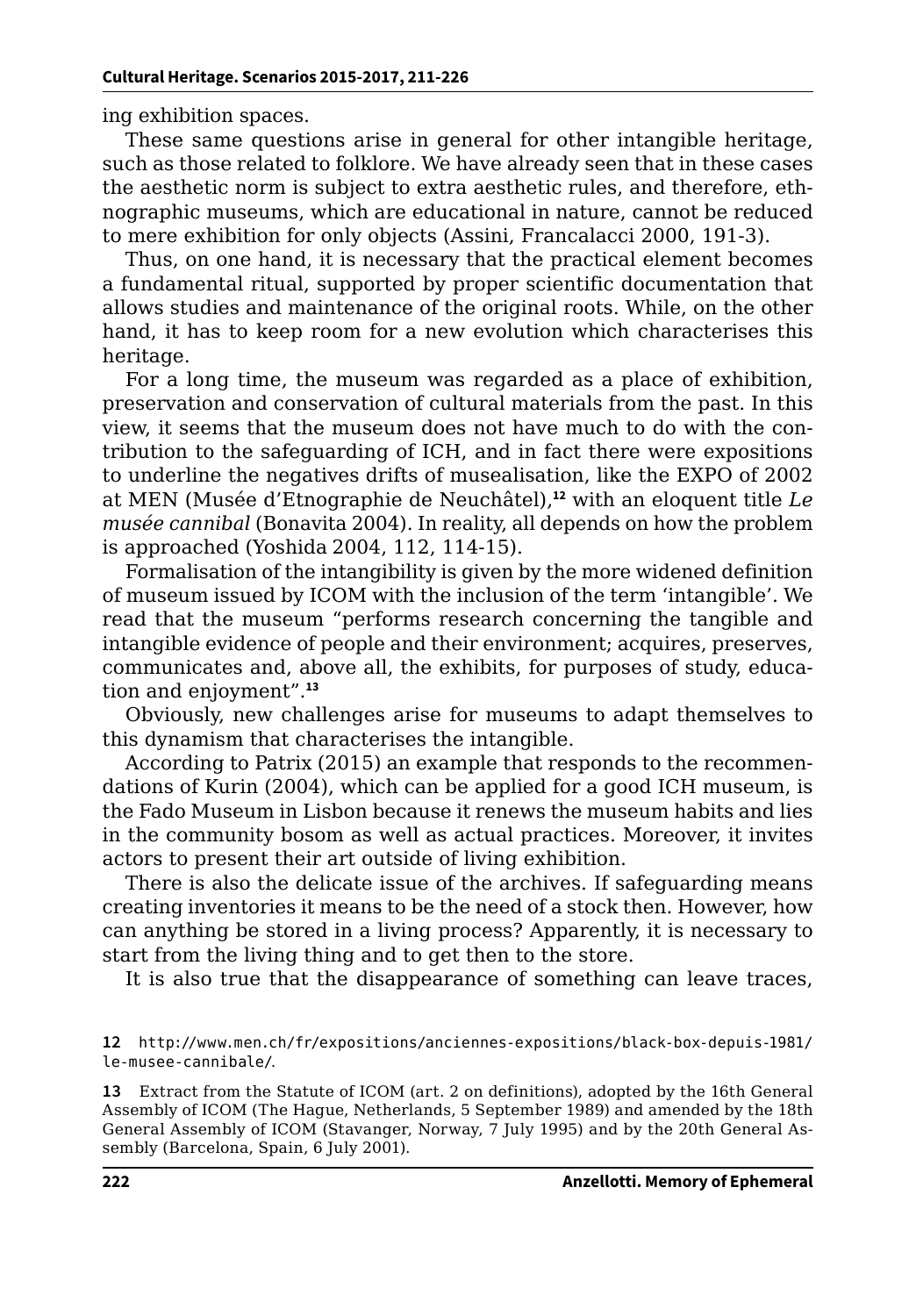ing exhibition spaces.

These same questions arise in general for other intangible heritage, such as those related to folklore. We have already seen that in these cases the aesthetic norm is subject to extra aesthetic rules, and therefore, ethnographic museums, which are educational in nature, cannot be reduced to mere exhibition for only objects (Assini, Francalacci 2000, 191-3).

Thus, on one hand, it is necessary that the practical element becomes a fundamental ritual, supported by proper scientific documentation that allows studies and maintenance of the original roots. While, on the other hand, it has to keep room for a new evolution which characterises this heritage.

For a long time, the museum was regarded as a place of exhibition, preservation and conservation of cultural materials from the past. In this view, it seems that the museum does not have much to do with the contribution to the safeguarding of ICH, and in fact there were expositions to underline the negatives drifts of musealisation, like the EXPO of 2002 at MEN (Musée d'Etnographie de Neuchâtel),[12] with an eloquent title *Le musée cannibal* (Bonavita 2004). In reality, all depends on how the problem is approached (Yoshida 2004, 112, 114-15).

Formalisation of the intangibility is given by the more widened definition of museum issued by ICOM with the inclusion of the term 'intangible'. We read that the museum "performs research concerning the tangible and intangible evidence of people and their environment; acquires, preserves, communicates and, above all, the exhibits, for purposes of study, education and enjoyment".[13]

Obviously, new challenges arise for museums to adapt themselves to this dynamism that characterises the intangible.

According to Patrix (2015) an example that responds to the recommendations of Kurin (2004), which can be applied for a good ICH museum, is the Fado Museum in Lisbon because it renews the museum habits and lies in the community bosom as well as actual practices. Moreover, it invites actors to present their art outside of living exhibition.

There is also the delicate issue of the archives. If safeguarding means creating inventories it means to be the need of a stock then. However, how can anything be stored in a living process? Apparently, it is necessary to start from the living thing and to get then to the store.

It is also true that the disappearance of something can leave traces,

12 http://www.men.ch/fr/expositions/anciennes-expositions/black-box-depuis-1981/le-musee-cannibale/.

13 Extract from the Statute of ICOM (art. 2 on definitions), adopted by the 16th General Assembly of ICOM (The Hague, Netherlands, 5 September 1989) and amended by the 18th General Assembly of ICOM (Stavanger, Norway, 7 July 1995) and by the 20th General Assembly (Barcelona, Spain, 6 July 2001).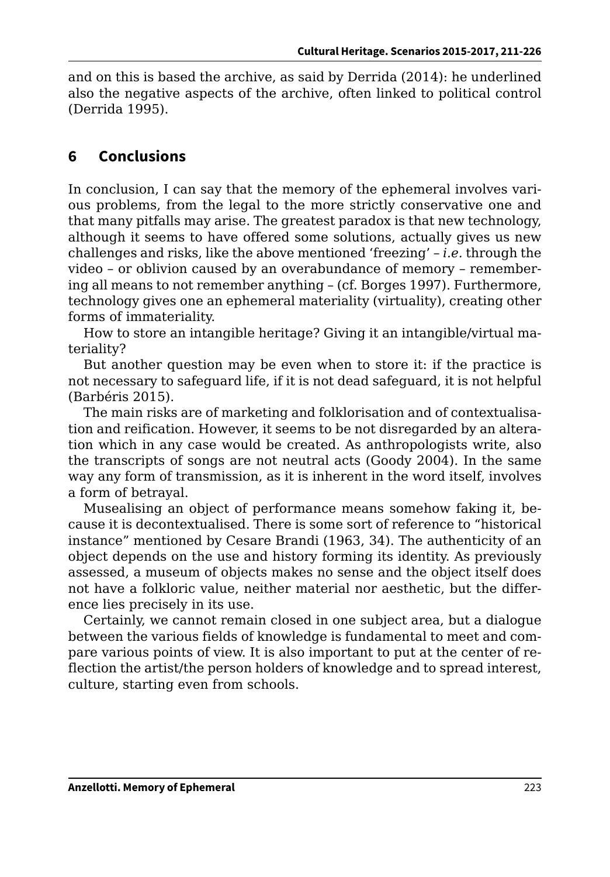and on this is based the archive, as said by Derrida (2014): he underlined also the negative aspects of the archive, often linked to political control (Derrida 1995).

## 6 Conclusions

In conclusion, I can say that the memory of the ephemeral involves various problems, from the legal to the more strictly conservative one and that many pitfalls may arise. The greatest paradox is that new technology, although it seems to have offered some solutions, actually gives us new challenges and risks, like the above mentioned 'freezing' – *i.e.* through the video – or oblivion caused by an overabundance of memory – remembering all means to not remember anything – (cf. Borges 1997). Furthermore, technology gives one an ephemeral materiality (virtuality), creating other forms of immateriality.

How to store an intangible heritage? Giving it an intangible/virtual materiality?

But another question may be even when to store it: if the practice is not necessary to safeguard life, if it is not dead safeguard, it is not helpful (Barbéris 2015).

The main risks are of marketing and folklorisation and of contextualisation and reification. However, it seems to be not disregarded by an alteration which in any case would be created. As anthropologists write, also the transcripts of songs are not neutral acts (Goody 2004). In the same way any form of transmission, as it is inherent in the word itself, involves a form of betrayal.

Musealising an object of performance means somehow faking it, because it is decontextualised. There is some sort of reference to "historical instance" mentioned by Cesare Brandi (1963, 34). The authenticity of an object depends on the use and history forming its identity. As previously assessed, a museum of objects makes no sense and the object itself does not have a folkloric value, neither material nor aesthetic, but the difference lies precisely in its use.

Certainly, we cannot remain closed in one subject area, but a dialogue between the various fields of knowledge is fundamental to meet and compare various points of view. It is also important to put at the center of reflection the artist/the person holders of knowledge and to spread interest, culture, starting even from schools.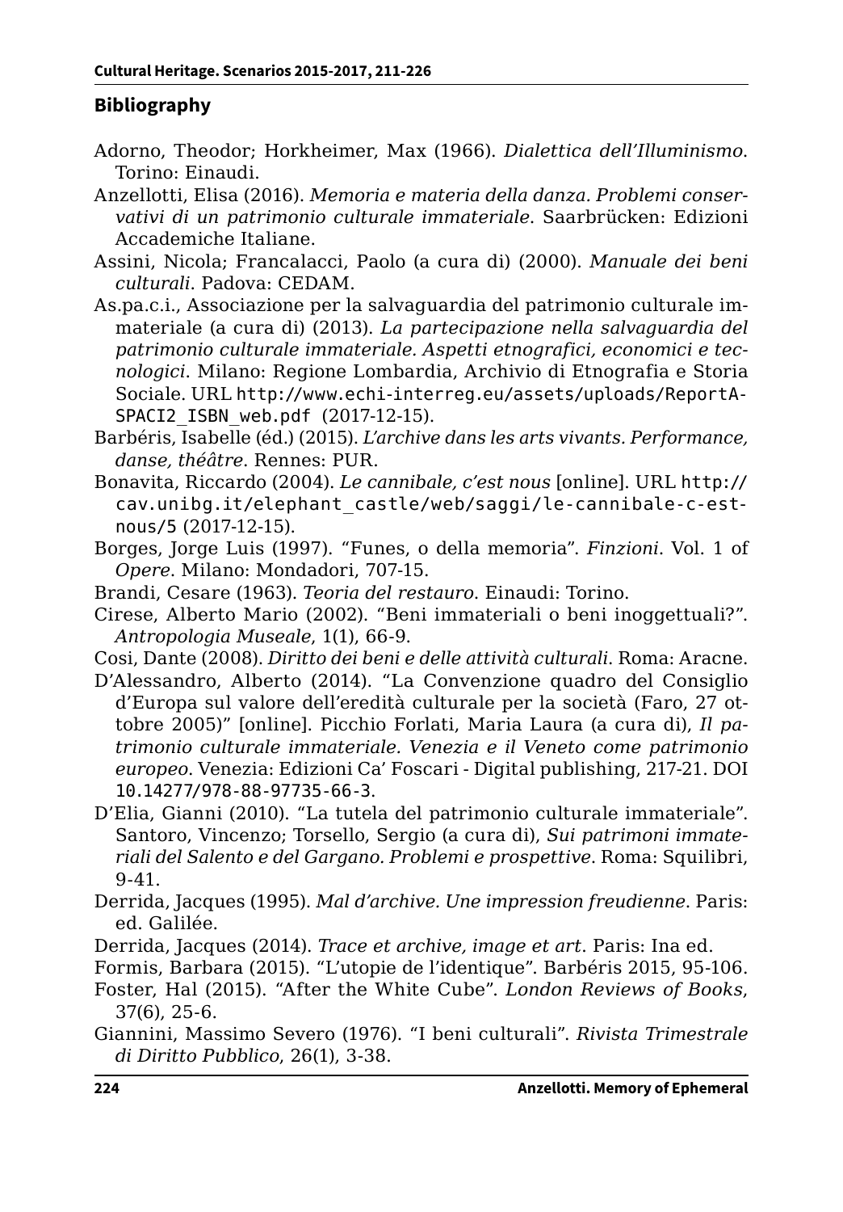## Bibliography

Adorno, Theodor; Horkheimer, Max (1966). *Dialettica dell'Illuminismo*. Torino: Einaudi.

Anzellotti, Elisa (2016). *Memoria e materia della danza. Problemi conservativi di un patrimonio culturale immateriale*. Saarbrücken: Edizioni Accademiche Italiane.

Assini, Nicola; Francalacci, Paolo (a cura di) (2000). *Manuale dei beni culturali*. Padova: CEDAM.

As.pa.c.i., Associazione per la salvaguardia del patrimonio culturale immateriale (a cura di) (2013). *La partecipazione nella salvaguardia del patrimonio culturale immateriale. Aspetti etnografici, economici e tecnologici*. Milano: Regione Lombardia, Archivio di Etnografia e Storia Sociale. URL http://www.echi-interreg.eu/assets/uploads/ReportASPACI2_ISBN_web.pdf (2017-12-15).

Barbéris, Isabelle (éd.) (2015). *L'archive dans les arts vivants. Performance, danse, théâtre*. Rennes: PUR.

Bonavita, Riccardo (2004). *Le cannibale, c'est nous* [online]. URL http://cav.unibg.it/elephant_castle/web/saggi/le-cannibale-c-est-nous/5 (2017-12-15).

Borges, Jorge Luis (1997). "Funes, o della memoria". *Finzioni*. Vol. 1 of *Opere*. Milano: Mondadori, 707-15.

Brandi, Cesare (1963). *Teoria del restauro*. Einaudi: Torino.

Cirese, Alberto Mario (2002). "Beni immateriali o beni inoggettuali?". *Antropologia Museale*, 1(1), 66-9.

Cosi, Dante (2008). *Diritto dei beni e delle attività culturali*. Roma: Aracne.

D'Alessandro, Alberto (2014). "La Convenzione quadro del Consiglio d'Europa sul valore dell'eredità culturale per la società (Faro, 27 ottobre 2005)" [online]. Picchio Forlati, Maria Laura (a cura di), *Il patrimonio culturale immateriale. Venezia e il Veneto come patrimonio europeo*. Venezia: Edizioni Ca' Foscari - Digital publishing, 217-21. DOI 10.14277/978-88-97735-66-3.

D'Elia, Gianni (2010). "La tutela del patrimonio culturale immateriale". Santoro, Vincenzo; Torsello, Sergio (a cura di), *Sui patrimoni immateriali del Salento e del Gargano. Problemi e prospettive*. Roma: Squilibri, 9-41.

Derrida, Jacques (1995). *Mal d'archive. Une impression freudienne*. Paris: ed. Galilée.

Derrida, Jacques (2014). *Trace et archive, image et art*. Paris: Ina ed.

Formis, Barbara (2015). "L'utopie de l'identique". Barbéris 2015, 95-106.

Foster, Hal (2015). "After the White Cube". *London Reviews of Books*, 37(6), 25-6.

Giannini, Massimo Severo (1976). "I beni culturali". *Rivista Trimestrale di Diritto Pubblico*, 26(1), 3-38.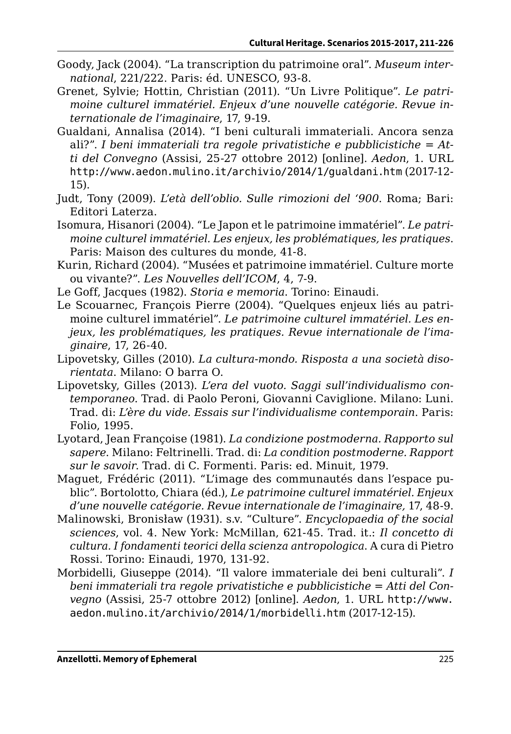Goody, Jack (2004). “La transcription du patrimoine oral”. *Museum international*, 221/222. Paris: éd. UNESCO, 93-8.

Grenet, Sylvie; Hottin, Christian (2011). “Un Livre Politique”. *Le patrimoine culturel immatériel. Enjeux d’une nouvelle catégorie. Revue internationale de l’imaginaire*, 17, 9-19.

Gualdani, Annalisa (2014). “I beni culturali immateriali. Ancora senza ali?”. *I beni immateriali tra regole privatistiche e pubblicistiche = Atti del Convegno* (Assisi, 25-27 ottobre 2012) [online]. *Aedon*, 1. URL http://www.aedon.mulino.it/archivio/2014/1/gualdani.htm (2017-12-15).

Judt, Tony (2009). *L’età dell’oblio. Sulle rimozioni del ‘900*. Roma; Bari: Editori Laterza.

Isomura, Hisanori (2004). “Le Japon et le patrimoine immatériel”. *Le patrimoine culturel immatériel. Les enjeux, les problématiques, les pratiques*. Paris: Maison des cultures du monde, 41-8.

Kurin, Richard (2004). “Musées et patrimoine immatériel. Culture morte ou vivante?”. *Les Nouvelles dell’ICOM*, 4, 7-9.

Le Goff, Jacques (1982). *Storia e memoria*. Torino: Einaudi.

Le Scouarnec, François Pierre (2004). “Quelques enjeux liés au patrimoine culturel immatériel”. *Le patrimoine culturel immatériel. Les enjeux, les problématiques, les pratiques. Revue internationale de l’imaginaire*, 17, 26-40.

Lipovetsky, Gilles (2010). *La cultura-mondo. Risposta a una società disorientata*. Milano: O barra O.

Lipovetsky, Gilles (2013). *L’era del vuoto. Saggi sull’individualismo contemporaneo*. Trad. di Paolo Peroni, Giovanni Caviglione. Milano: Luni. Trad. di: *L’ère du vide. Essais sur l’individualisme contemporain*. Paris: Folio, 1995.

Lyotard, Jean Françoise (1981). *La condizione postmoderna. Rapporto sul sapere*. Milano: Feltrinelli. Trad. di: *La condition postmoderne. Rapport sur le savoir*. Trad. di C. Formenti. Paris: ed. Minuit, 1979.

Maguet, Frédéric (2011). “L’image des communautés dans l’espace public”. Bortolotto, Chiara (éd.), *Le patrimoine culturel immatériel. Enjeux d’une nouvelle catégorie. Revue internationale de l’imaginaire,* 17, 48-9.

Malinowski, Bronisław (1931). s.v. “Culture”. *Encyclopaedia of the social sciences*, vol. 4. New York: McMillan, 621-45. Trad. it.: *Il concetto di cultura. I fondamenti teorici della scienza antropologica*. A cura di Pietro Rossi. Torino: Einaudi, 1970, 131-92.

Morbidelli, Giuseppe (2014). “Il valore immateriale dei beni culturali”. *I beni immateriali tra regole privatistiche e pubblicistiche = Atti del Convegno* (Assisi, 25-7 ottobre 2012) [online]. *Aedon*, 1. URL http://www.aedon.mulino.it/archivio/2014/1/morbidelli.htm (2017-12-15).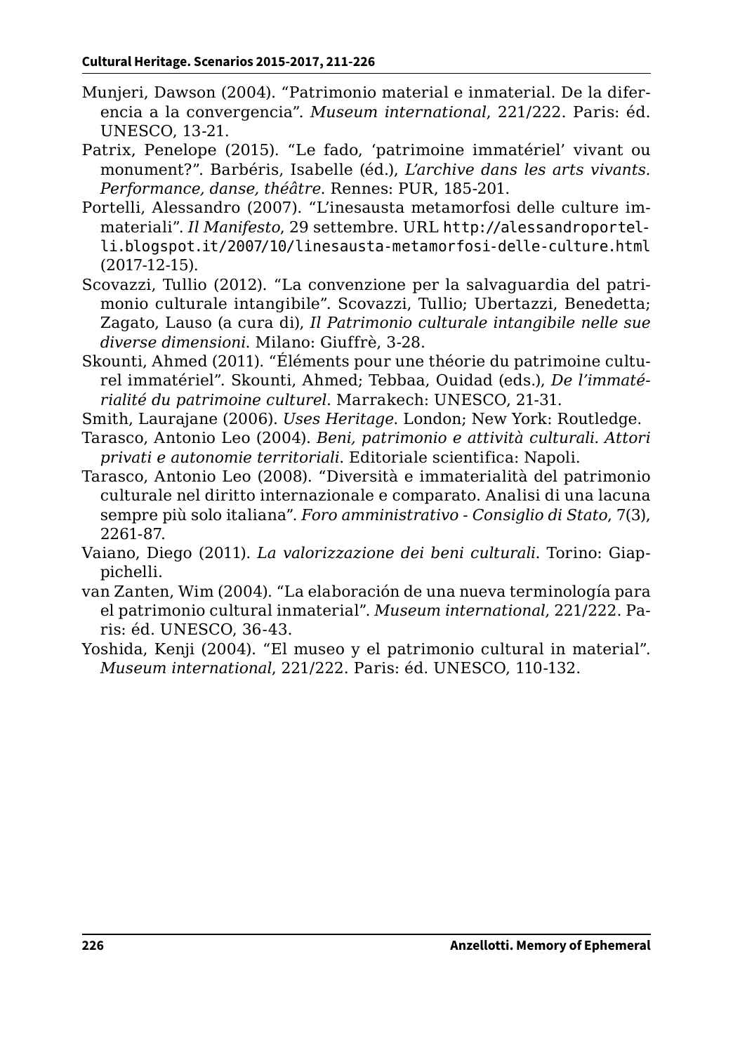Munjeri, Dawson (2004). “Patrimonio material e inmaterial. De la diferencia a la convergencia”. *Museum international*, 221/222. Paris: éd. UNESCO, 13-21.

Patrix, Penelope (2015). “Le fado, ‘patrimoine immatériel’ vivant ou monument?”. Barbéris, Isabelle (éd.), *L’archive dans les arts vivants. Performance, danse, théâtre*. Rennes: PUR, 185-201.

Portelli, Alessandro (2007). “L’inesausta metamorfosi delle culture immateriali”. *Il Manifesto*, 29 settembre. URL http://alessandroportelli.blogspot.it/2007/10/linesausta-metamorfosi-delle-culture.html (2017-12-15).

Scovazzi, Tullio (2012). “La convenzione per la salvaguardia del patrimonio culturale intangibile”. Scovazzi, Tullio; Ubertazzi, Benedetta; Zagato, Lauso (a cura di), *Il Patrimonio culturale intangibile nelle sue diverse dimensioni*. Milano: Giuffrè, 3-28.

Skounti, Ahmed (2011). “Éléments pour une théorie du patrimoine culturel immatériel”. Skounti, Ahmed; Tebbaa, Ouidad (eds.), *De l’immatérialité du patrimoine culturel*. Marrakech: UNESCO, 21-31.

Smith, Laurajane (2006). *Uses Heritage*. London; New York: Routledge.

Tarasco, Antonio Leo (2004). *Beni, patrimonio e attività culturali. Attori privati e autonomie territoriali*. Editoriale scientifica: Napoli.

Tarasco, Antonio Leo (2008). “Diversità e immaterialità del patrimonio culturale nel diritto internazionale e comparato. Analisi di una lacuna sempre più solo italiana”. *Foro amministrativo - Consiglio di Stato*, 7(3), 2261-87.

Vaiano, Diego (2011). *La valorizzazione dei beni culturali*. Torino: Giappichelli.

van Zanten, Wim (2004). “La elaboración de una nueva terminología para el patrimonio cultural inmaterial”. *Museum international*, 221/222. Paris: éd. UNESCO, 36-43.

Yoshida, Kenji (2004). “El museo y el patrimonio cultural in material”. *Museum international*, 221/222. Paris: éd. UNESCO, 110-132.